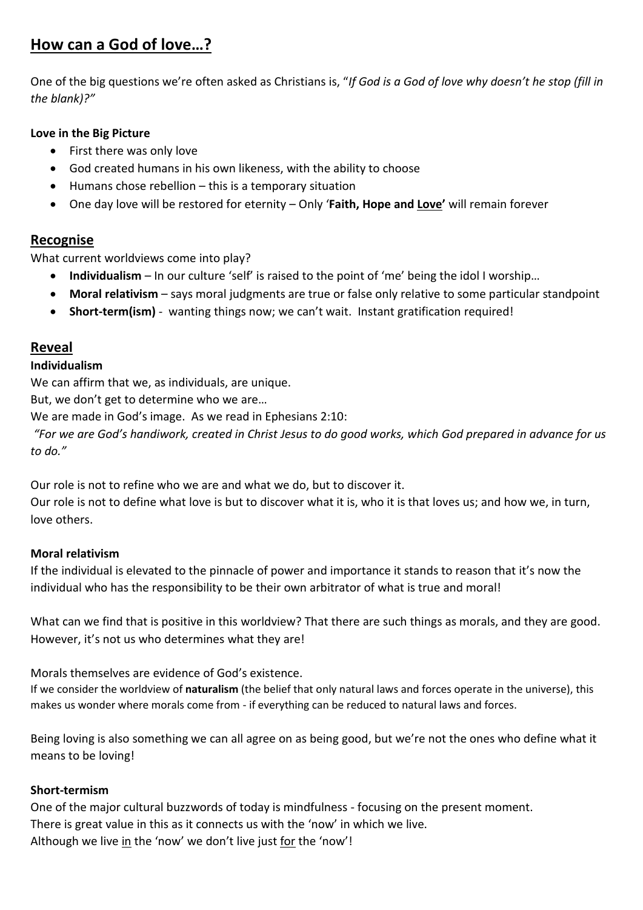# How can a God of love…?

One of the big questions we're often asked as Christians is, "*If God is a God of love why doesn't he stop (fill in the blank)?"*

**Love in the Big Picture**

- First there was only love
- God created humans in his own likeness, with the ability to choose
- Humans chose rebellion – this is a temporary situation
- One day love will be restored for eternity – Only '**Faith, Hope and <u>Love</u>'** will remain forever

## Recognise

What current worldviews come into play?

- **Individualism** – In our culture 'self' is raised to the point of 'me' being the idol I worship…
- **Moral relativism** – says moral judgments are true or false only relative to some particular standpoint
- **Short-term(ism)** - wanting things now; we can't wait. Instant gratification required!

## Reveal

**Individualism**

We can affirm that we, as individuals, are unique.
But, we don't get to determine who we are…
We are made in God's image. As we read in Ephesians 2:10:
*"For we are God's handiwork, created in Christ Jesus to do good works, which God prepared in advance for us to do."*

Our role is not to refine who we are and what we do, but to discover it.
Our role is not to define what love is but to discover what it is, who it is that loves us; and how we, in turn, love others.

**Moral relativism**

If the individual is elevated to the pinnacle of power and importance it stands to reason that it's now the individual who has the responsibility to be their own arbitrator of what is true and moral!

What can we find that is positive in this worldview? That there are such things as morals, and they are good. However, it's not us who determines what they are!

Morals themselves are evidence of God's existence.
If we consider the worldview of **naturalism** (the belief that only natural laws and forces operate in the universe), this makes us wonder where morals come from - if everything can be reduced to natural laws and forces.

Being loving is also something we can all agree on as being good, but we're not the ones who define what it means to be loving!

**Short-termism**

One of the major cultural buzzwords of today is mindfulness - focusing on the present moment.
There is great value in this as it connects us with the 'now' in which we live.
Although we live <u>in</u> the 'now' we don't live just <u>for</u> the 'now'!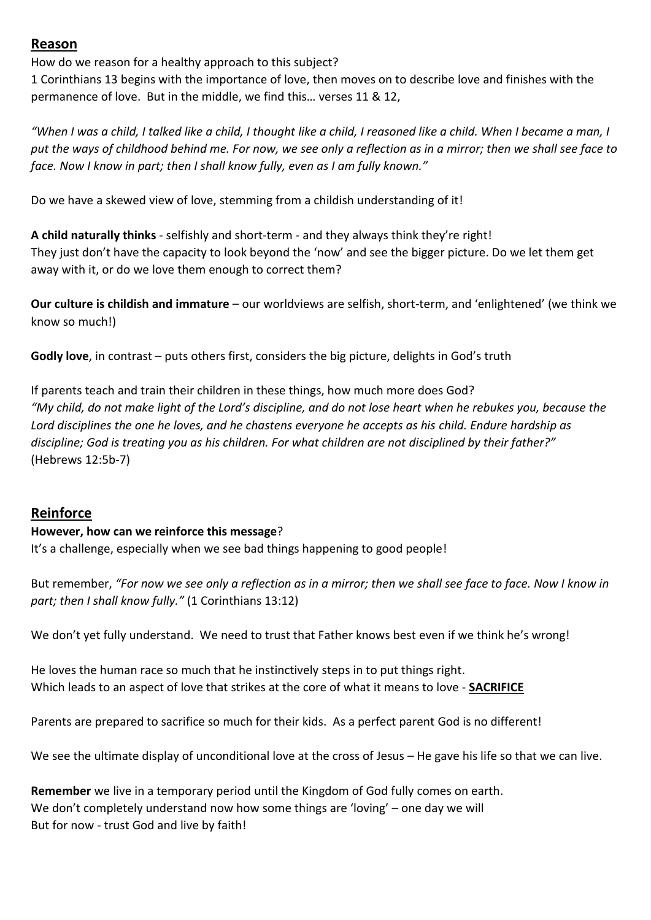## Reason

How do we reason for a healthy approach to this subject?
1 Corinthians 13 begins with the importance of love, then moves on to describe love and finishes with the permanence of love. But in the middle, we find this… verses 11 & 12,

*"When I was a child, I talked like a child, I thought like a child, I reasoned like a child. When I became a man, I put the ways of childhood behind me. For now, we see only a reflection as in a mirror; then we shall see face to face. Now I know in part; then I shall know fully, even as I am fully known."*

Do we have a skewed view of love, stemming from a childish understanding of it!

**A child naturally thinks** - selfishly and short-term - and they always think they're right!
They just don't have the capacity to look beyond the 'now' and see the bigger picture. Do we let them get away with it, or do we love them enough to correct them?

**Our culture is childish and immature** – our worldviews are selfish, short-term, and 'enlightened' (we think we know so much!)

**Godly love**, in contrast – puts others first, considers the big picture, delights in God's truth

If parents teach and train their children in these things, how much more does God?
*"My child, do not make light of the Lord's discipline, and do not lose heart when he rebukes you, because the Lord disciplines the one he loves, and he chastens everyone he accepts as his child. Endure hardship as discipline; God is treating you as his children. For what children are not disciplined by their father?"* (Hebrews 12:5b-7)

## Reinforce

**However, how can we reinforce this message**?
It's a challenge, especially when we see bad things happening to good people!

But remember, *"For now we see only a reflection as in a mirror; then we shall see face to face. Now I know in part; then I shall know fully."* (1 Corinthians 13:12)

We don't yet fully understand. We need to trust that Father knows best even if we think he's wrong!

He loves the human race so much that he instinctively steps in to put things right.
Which leads to an aspect of love that strikes at the core of what it means to love - **SACRIFICE**

Parents are prepared to sacrifice so much for their kids. As a perfect parent God is no different!

We see the ultimate display of unconditional love at the cross of Jesus – He gave his life so that we can live.

**Remember** we live in a temporary period until the Kingdom of God fully comes on earth.
We don't completely understand now how some things are 'loving' – one day we will
But for now - trust God and live by faith!